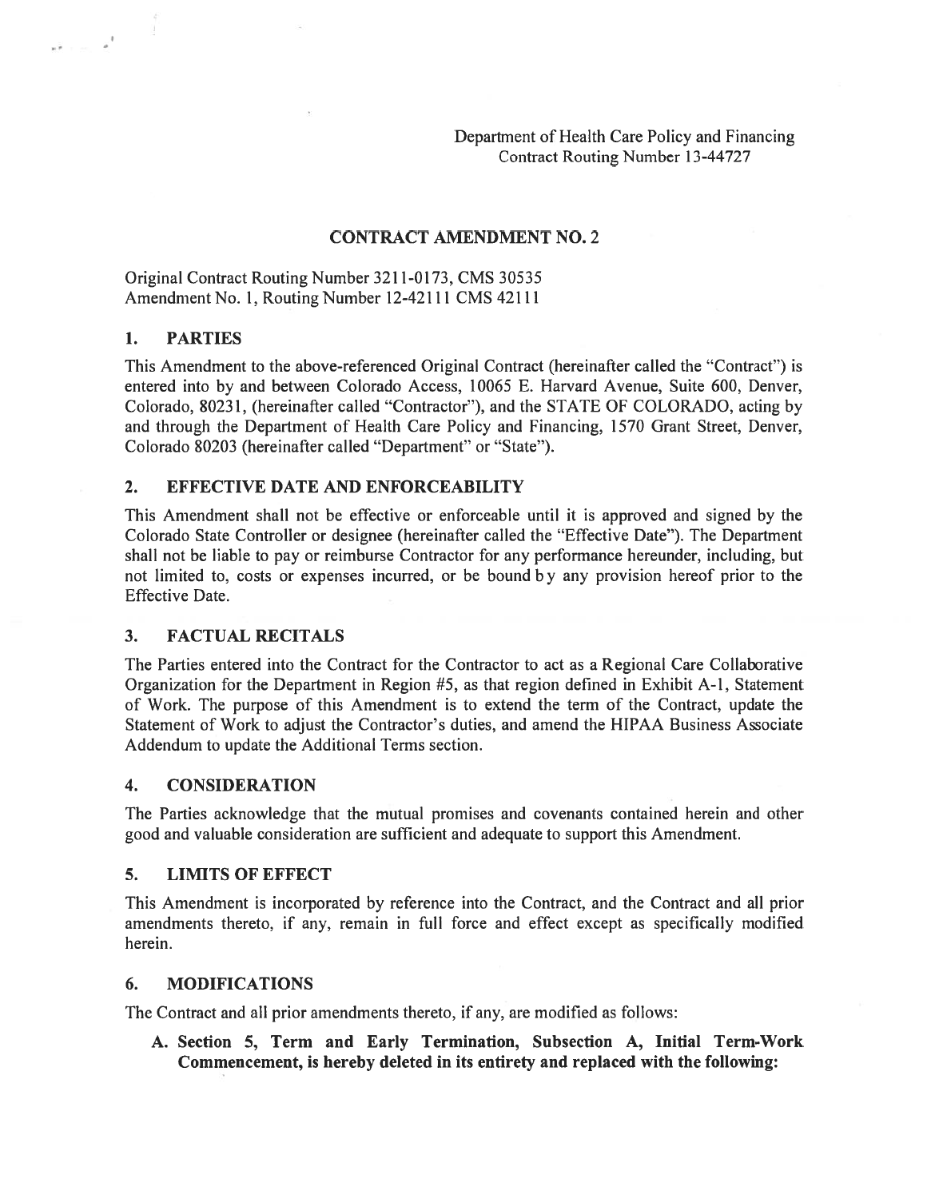Department of Health Care Policy and Financing
Contract Routing Number 13-44727

## CONTRACT AMENDMENT NO. 2

Original Contract Routing Number 3211-0173, CMS 30535
Amendment No. 1, Routing Number 12-42111 CMS 42111

### 1. PARTIES

This Amendment to the above-referenced Original Contract (hereinafter called the "Contract") is entered into by and between Colorado Access, 10065 E. Harvard Avenue, Suite 600, Denver, Colorado, 80231, (hereinafter called "Contractor"), and the STATE OF COLORADO, acting by and through the Department of Health Care Policy and Financing, 1570 Grant Street, Denver, Colorado 80203 (hereinafter called "Department" or "State").

### 2. EFFECTIVE DATE AND ENFORCEABILITY

This Amendment shall not be effective or enforceable until it is approved and signed by the Colorado State Controller or designee (hereinafter called the "Effective Date"). The Department shall not be liable to pay or reimburse Contractor for any performance hereunder, including, but not limited to, costs or expenses incurred, or be bound by any provision hereof prior to the Effective Date.

### 3. FACTUAL RECITALS

The Parties entered into the Contract for the Contractor to act as a Regional Care Collaborative Organization for the Department in Region #5, as that region defined in Exhibit A-1, Statement of Work. The purpose of this Amendment is to extend the term of the Contract, update the Statement of Work to adjust the Contractor's duties, and amend the HIPAA Business Associate Addendum to update the Additional Terms section.

### 4. CONSIDERATION

The Parties acknowledge that the mutual promises and covenants contained herein and other good and valuable consideration are sufficient and adequate to support this Amendment.

### 5. LIMITS OF EFFECT

This Amendment is incorporated by reference into the Contract, and the Contract and all prior amendments thereto, if any, remain in full force and effect except as specifically modified herein.

### 6. MODIFICATIONS

The Contract and all prior amendments thereto, if any, are modified as follows:

**A. Section 5, Term and Early Termination, Subsection A, Initial Term-Work Commencement, is hereby deleted in its entirety and replaced with the following:**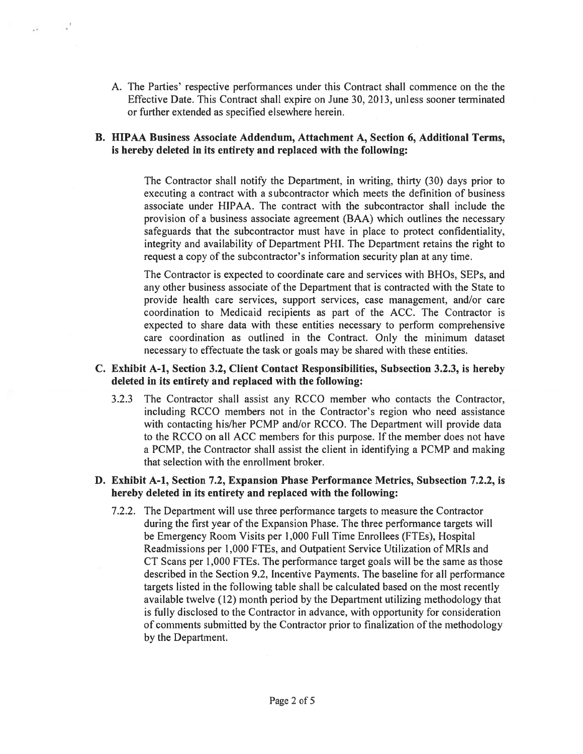A. The Parties' respective performances under this Contract shall commence on the the Effective Date. This Contract shall expire on June 30, 2013, unless sooner terminated or further extended as specified elsewhere herein.

**B. HIPAA Business Associate Addendum, Attachment A, Section 6, Additional Terms, is hereby deleted in its entirety and replaced with the following:**

The Contractor shall notify the Department, in writing, thirty (30) days prior to executing a contract with a subcontractor which meets the definition of business associate under HIPAA. The contract with the subcontractor shall include the provision of a business associate agreement (BAA) which outlines the necessary safeguards that the subcontractor must have in place to protect confidentiality, integrity and availability of Department PHI. The Department retains the right to request a copy of the subcontractor's information security plan at any time.

The Contractor is expected to coordinate care and services with BHOs, SEPs, and any other business associate of the Department that is contracted with the State to provide health care services, support services, case management, and/or care coordination to Medicaid recipients as part of the ACC. The Contractor is expected to share data with these entities necessary to perform comprehensive care coordination as outlined in the Contract. Only the minimum dataset necessary to effectuate the task or goals may be shared with these entities.

**C. Exhibit A-1, Section 3.2, Client Contact Responsibilities, Subsection 3.2.3, is hereby deleted in its entirety and replaced with the following:**

3.2.3 The Contractor shall assist any RCCO member who contacts the Contractor, including RCCO members not in the Contractor's region who need assistance with contacting his/her PCMP and/or RCCO. The Department will provide data to the RCCO on all ACC members for this purpose. If the member does not have a PCMP, the Contractor shall assist the client in identifying a PCMP and making that selection with the enrollment broker.

**D. Exhibit A-1, Section 7.2, Expansion Phase Performance Metrics, Subsection 7.2.2, is hereby deleted in its entirety and replaced with the following:**

7.2.2. The Department will use three performance targets to measure the Contractor during the first year of the Expansion Phase. The three performance targets will be Emergency Room Visits per 1,000 Full Time Enrollees (FTEs), Hospital Readmissions per 1,000 FTEs, and Outpatient Service Utilization of MRIs and CT Scans per 1,000 FTEs. The performance target goals will be the same as those described in the Section 9.2, Incentive Payments. The baseline for all performance targets listed in the following table shall be calculated based on the most recently available twelve (12) month period by the Department utilizing methodology that is fully disclosed to the Contractor in advance, with opportunity for consideration of comments submitted by the Contractor prior to finalization of the methodology by the Department.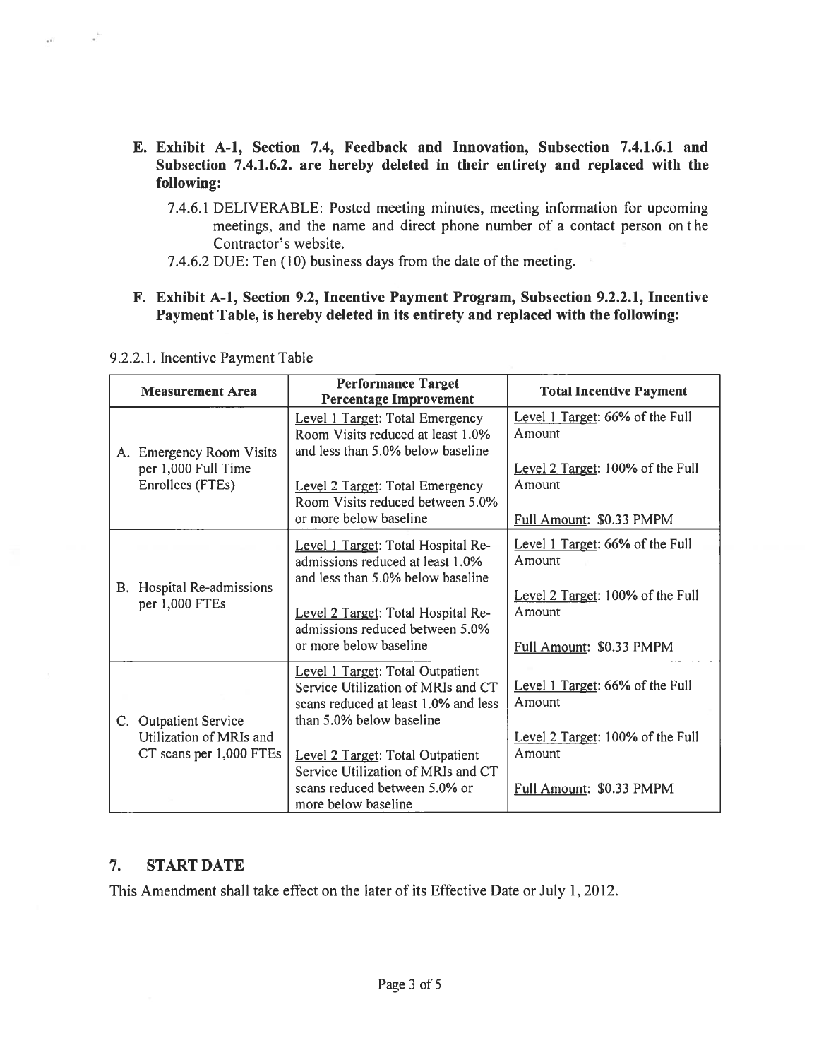**E. Exhibit A-1, Section 7.4, Feedback and Innovation, Subsection 7.4.1.6.1 and Subsection 7.4.1.6.2. are hereby deleted in their entirety and replaced with the following:**

7.4.6.1 DELIVERABLE: Posted meeting minutes, meeting information for upcoming meetings, and the name and direct phone number of a contact person on the Contractor's website.

7.4.6.2 DUE: Ten (10) business days from the date of the meeting.

**F. Exhibit A-1, Section 9.2, Incentive Payment Program, Subsection 9.2.2.1, Incentive Payment Table, is hereby deleted in its entirety and replaced with the following:**

9.2.2.1. Incentive Payment Table

| Measurement Area | Performance Target Percentage Improvement | Total Incentive Payment |
|---|---|---|
| A. Emergency Room Visits per 1,000 Full Time Enrollees (FTEs) | Level 1 Target: Total Emergency Room Visits reduced at least 1.0% and less than 5.0% below baseline<br><br>Level 2 Target: Total Emergency Room Visits reduced between 5.0% or more below baseline | Level 1 Target: 66% of the Full Amount<br><br>Level 2 Target: 100% of the Full Amount<br><br>Full Amount: \$0.33 PMPM |
| B. Hospital Re-admissions per 1,000 FTEs | Level 1 Target: Total Hospital Re-admissions reduced at least 1.0% and less than 5.0% below baseline<br><br>Level 2 Target: Total Hospital Re-admissions reduced between 5.0% or more below baseline | Level 1 Target: 66% of the Full Amount<br><br>Level 2 Target: 100% of the Full Amount<br><br>Full Amount: \$0.33 PMPM |
| C. Outpatient Service Utilization of MRIs and CT scans per 1,000 FTEs | Level 1 Target: Total Outpatient Service Utilization of MRIs and CT scans reduced at least 1.0% and less than 5.0% below baseline<br><br>Level 2 Target: Total Outpatient Service Utilization of MRIs and CT scans reduced between 5.0% or more below baseline | Level 1 Target: 66% of the Full Amount<br><br>Level 2 Target: 100% of the Full Amount<br><br>Full Amount: \$0.33 PMPM |

## 7. START DATE

This Amendment shall take effect on the later of its Effective Date or July 1, 2012.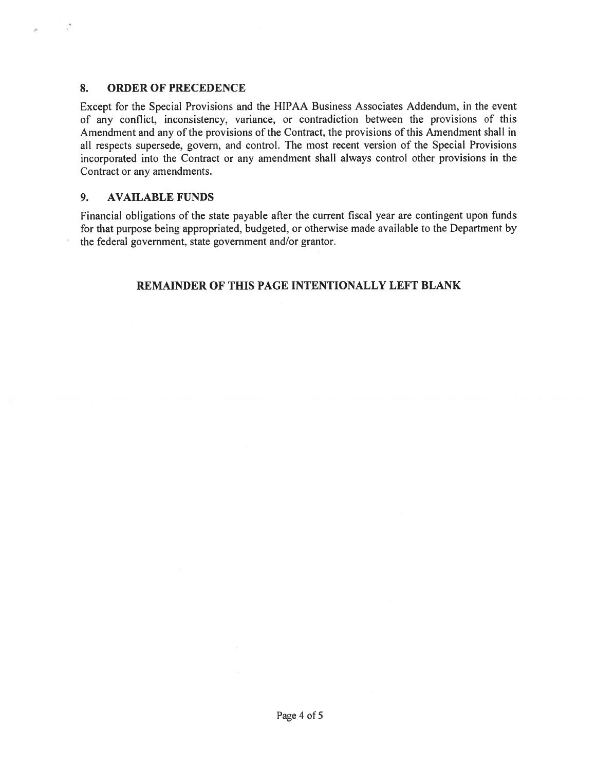## 8. ORDER OF PRECEDENCE

Except for the Special Provisions and the HIPAA Business Associates Addendum, in the event of any conflict, inconsistency, variance, or contradiction between the provisions of this Amendment and any of the provisions of the Contract, the provisions of this Amendment shall in all respects supersede, govern, and control. The most recent version of the Special Provisions incorporated into the Contract or any amendment shall always control other provisions in the Contract or any amendments.

## 9. AVAILABLE FUNDS

Financial obligations of the state payable after the current fiscal year are contingent upon funds for that purpose being appropriated, budgeted, or otherwise made available to the Department by the federal government, state government and/or grantor.

**REMAINDER OF THIS PAGE INTENTIONALLY LEFT BLANK**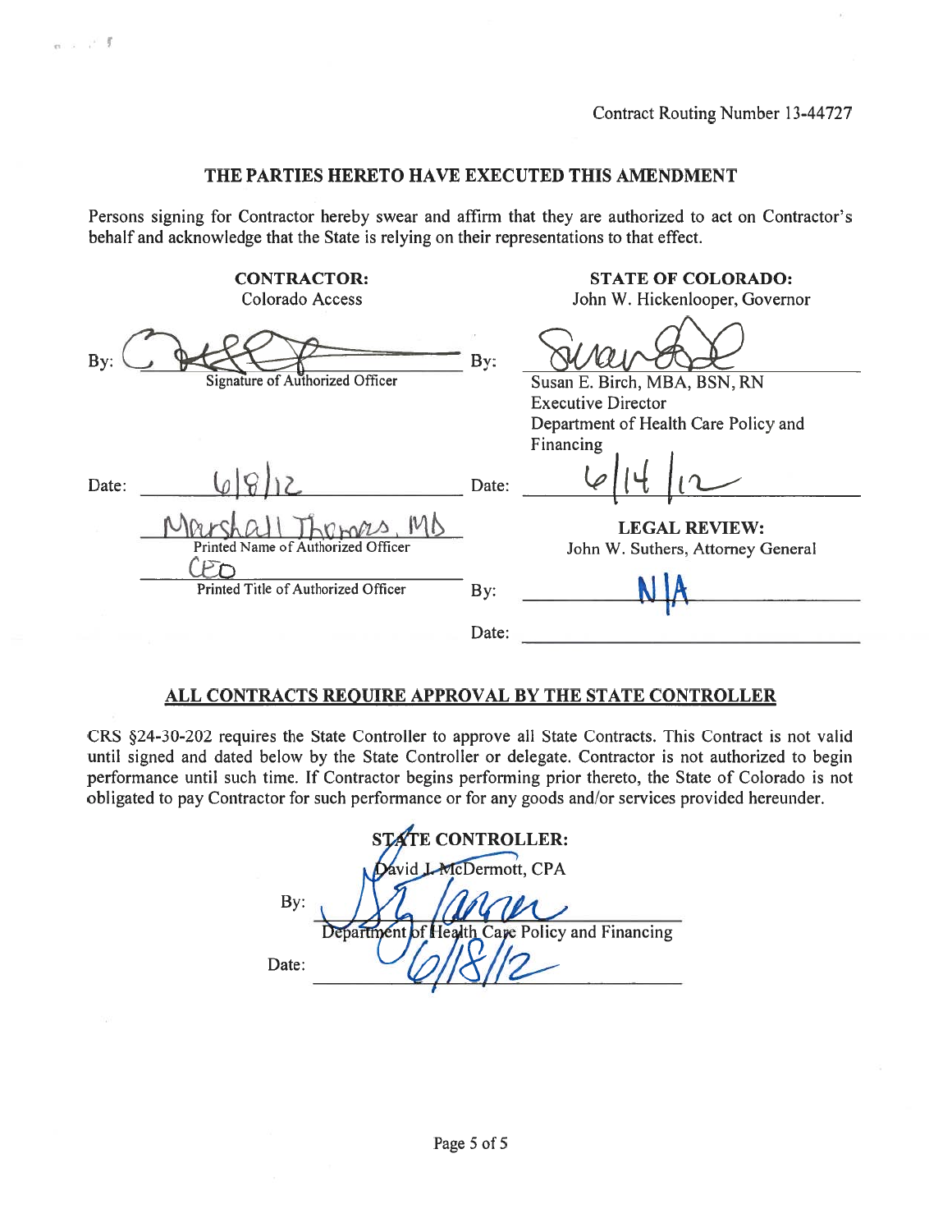Contract Routing Number 13-44727

## THE PARTIES HERETO HAVE EXECUTED THIS AMENDMENT

Persons signing for Contractor hereby swear and affirm that they are authorized to act on Contractor's behalf and acknowledge that the State is relying on their representations to that effect.

| CONTRACTOR: Colorado Access | STATE OF COLORADO: John W. Hickenlooper, Governor |
|---|---|
| By: _______________ Signature of Authorized Officer | By: _______________ Susan E. Birch, MBA, BSN, RN, Executive Director, Department of Health Care Policy and Financing |
| Date: 6/8/12 | Date: 6/14/12 |
| Marshall Thomas, MD — Printed Name of Authorized Officer | **LEGAL REVIEW:** John W. Suthers, Attorney General |
| CEO — Printed Title of Authorized Officer | By: N/A |
| | Date: _______________ |

## ALL CONTRACTS REQUIRE APPROVAL BY THE STATE CONTROLLER

CRS §24-30-202 requires the State Controller to approve all State Contracts. This Contract is not valid until signed and dated below by the State Controller or delegate. Contractor is not authorized to begin performance until such time. If Contractor begins performing prior thereto, the State of Colorado is not obligated to pay Contractor for such performance or for any goods and/or services provided hereunder.

**STATE CONTROLLER:**
David J. McDermott, CPA

By: _______________
Department of Health Care Policy and Financing

Date: 6/18/12